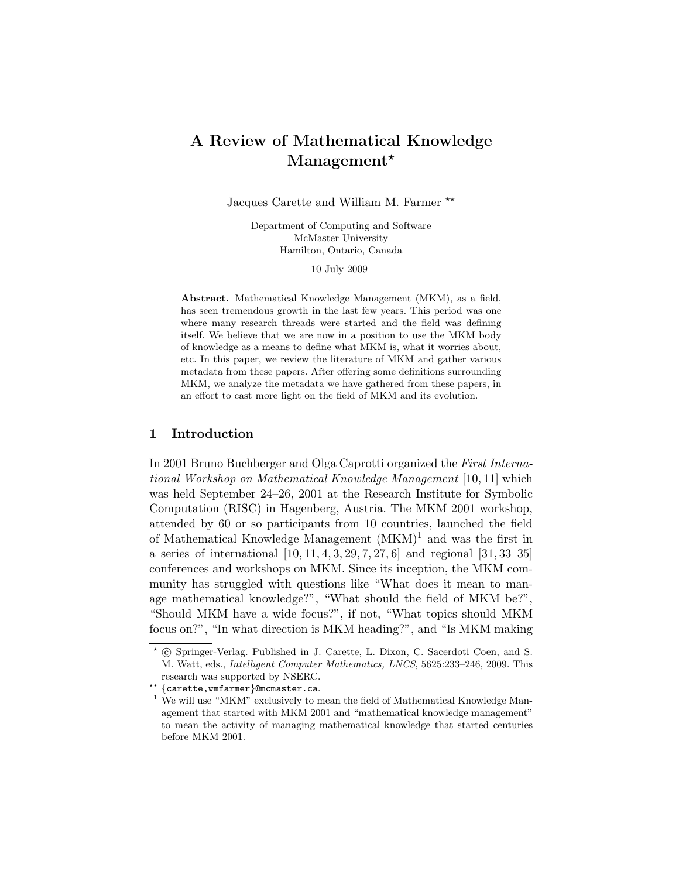# A Review of Mathematical Knowledge Management*

Jacques Carette and William M. Farmer **

Department of Computing and Software
McMaster University
Hamilton, Ontario, Canada

10 July 2009

**Abstract.** Mathematical Knowledge Management (MKM), as a field, has seen tremendous growth in the last few years. This period was one where many research threads were started and the field was defining itself. We believe that we are now in a position to use the MKM body of knowledge as a means to define what MKM is, what it worries about, etc. In this paper, we review the literature of MKM and gather various metadata from these papers. After offering some definitions surrounding MKM, we analyze the metadata we have gathered from these papers, in an effort to cast more light on the field of MKM and its evolution.

## 1 Introduction

In 2001 Bruno Buchberger and Olga Caprotti organized the *First International Workshop on Mathematical Knowledge Management* [10, 11] which was held September 24–26, 2001 at the Research Institute for Symbolic Computation (RISC) in Hagenberg, Austria. The MKM 2001 workshop, attended by 60 or so participants from 10 countries, launched the field of Mathematical Knowledge Management (MKM)[1] and was the first in a series of international [10, 11, 4, 3, 29, 7, 27, 6] and regional [31, 33–35] conferences and workshops on MKM. Since its inception, the MKM community has struggled with questions like "What does it mean to manage mathematical knowledge?", "What should the field of MKM be?", "Should MKM have a wide focus?", if not, "What topics should MKM focus on?", "In what direction is MKM heading?", and "Is MKM making

---

* © Springer-Verlag. Published in J. Carette, L. Dixon, C. Sacerdoti Coen, and S. M. Watt, eds., *Intelligent Computer Mathematics, LNCS*, 5625:233–246, 2009. This research was supported by NSERC.

** {carette,wmfarmer}@mcmaster.ca.

[1] We will use "MKM" exclusively to mean the field of Mathematical Knowledge Management that started with MKM 2001 and "mathematical knowledge management" to mean the activity of managing mathematical knowledge that started centuries before MKM 2001.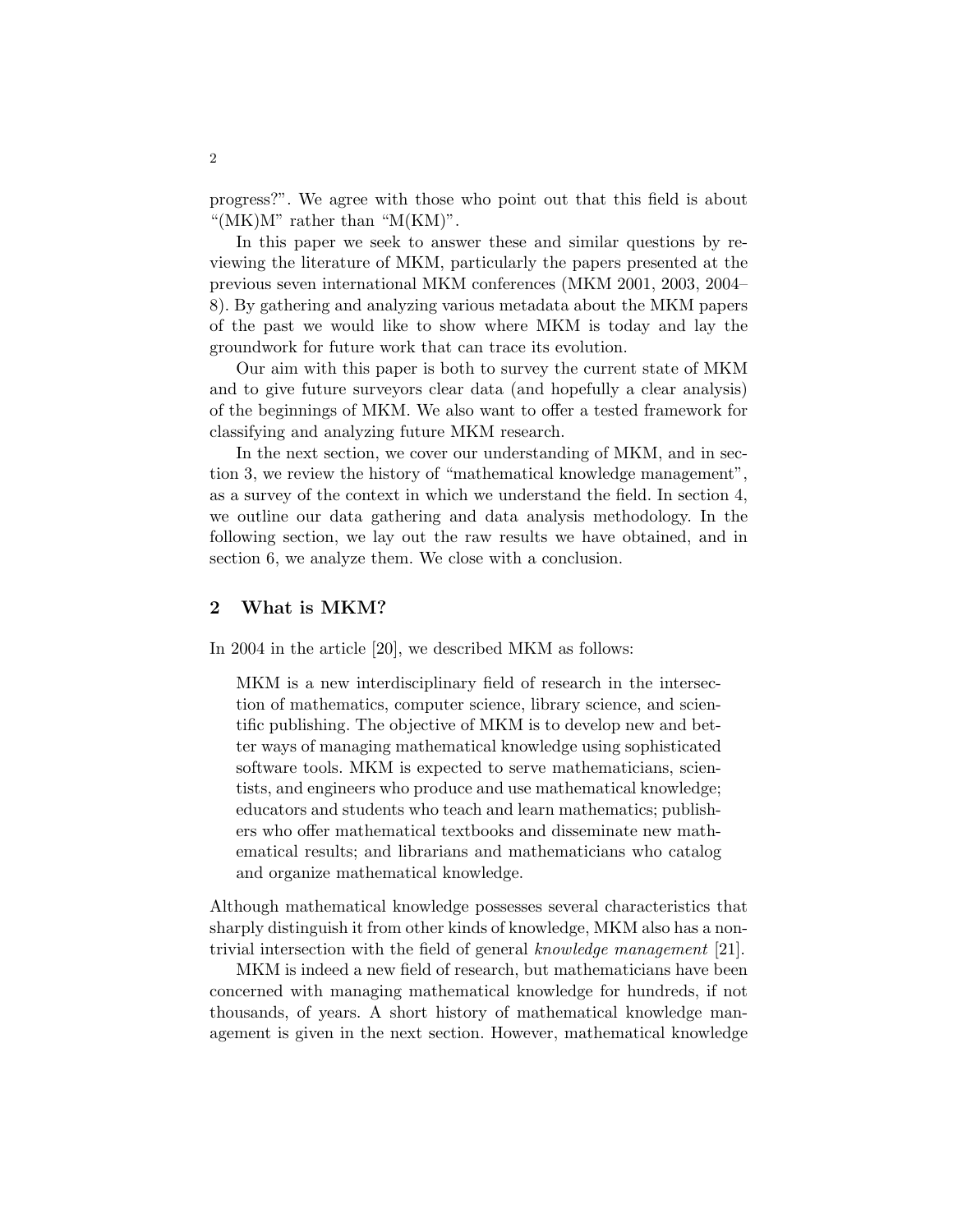progress?". We agree with those who point out that this field is about "(MK)M" rather than "M(KM)".

In this paper we seek to answer these and similar questions by reviewing the literature of MKM, particularly the papers presented at the previous seven international MKM conferences (MKM 2001, 2003, 2004–8). By gathering and analyzing various metadata about the MKM papers of the past we would like to show where MKM is today and lay the groundwork for future work that can trace its evolution.

Our aim with this paper is both to survey the current state of MKM and to give future surveyors clear data (and hopefully a clear analysis) of the beginnings of MKM. We also want to offer a tested framework for classifying and analyzing future MKM research.

In the next section, we cover our understanding of MKM, and in section 3, we review the history of "mathematical knowledge management", as a survey of the context in which we understand the field. In section 4, we outline our data gathering and data analysis methodology. In the following section, we lay out the raw results we have obtained, and in section 6, we analyze them. We close with a conclusion.

## 2 What is MKM?

In 2004 in the article [20], we described MKM as follows:

> MKM is a new interdisciplinary field of research in the intersection of mathematics, computer science, library science, and scientific publishing. The objective of MKM is to develop new and better ways of managing mathematical knowledge using sophisticated software tools. MKM is expected to serve mathematicians, scientists, and engineers who produce and use mathematical knowledge; educators and students who teach and learn mathematics; publishers who offer mathematical textbooks and disseminate new mathematical results; and librarians and mathematicians who catalog and organize mathematical knowledge.

Although mathematical knowledge possesses several characteristics that sharply distinguish it from other kinds of knowledge, MKM also has a non-trivial intersection with the field of general *knowledge management* [21].

MKM is indeed a new field of research, but mathematicians have been concerned with managing mathematical knowledge for hundreds, if not thousands, of years. A short history of mathematical knowledge management is given in the next section. However, mathematical knowledge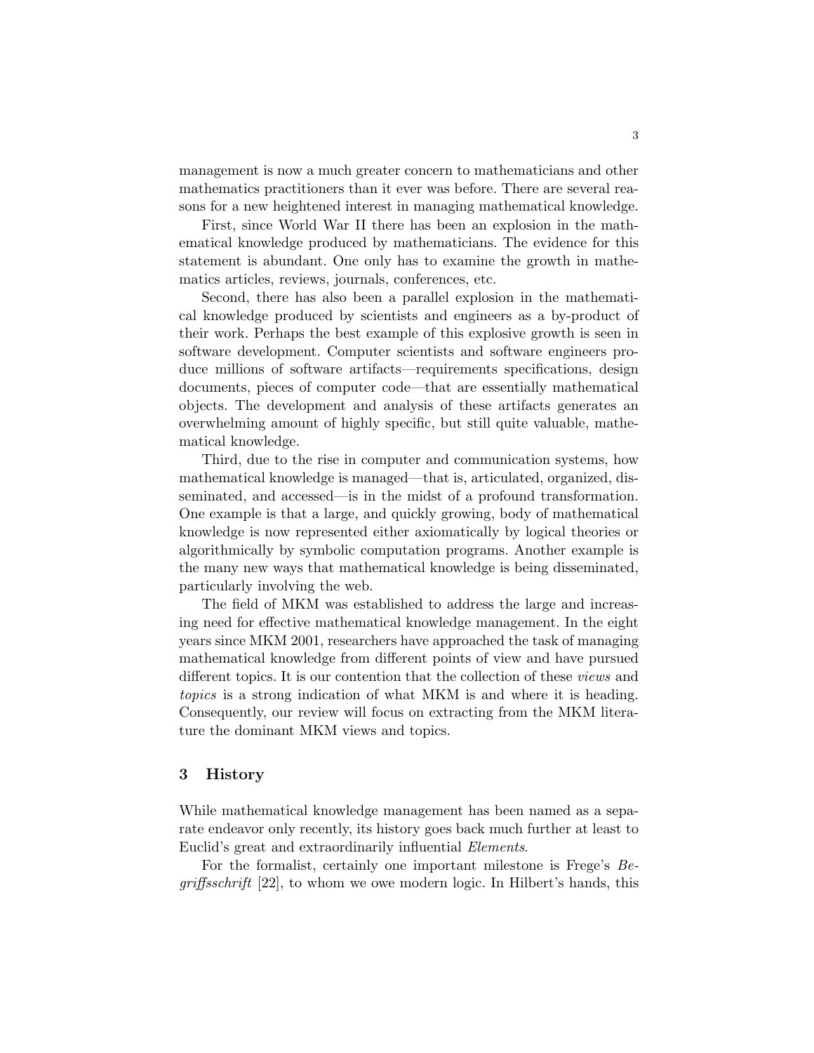management is now a much greater concern to mathematicians and other mathematics practitioners than it ever was before. There are several reasons for a new heightened interest in managing mathematical knowledge.

First, since World War II there has been an explosion in the mathematical knowledge produced by mathematicians. The evidence for this statement is abundant. One only has to examine the growth in mathematics articles, reviews, journals, conferences, etc.

Second, there has also been a parallel explosion in the mathematical knowledge produced by scientists and engineers as a by-product of their work. Perhaps the best example of this explosive growth is seen in software development. Computer scientists and software engineers produce millions of software artifacts—requirements specifications, design documents, pieces of computer code—that are essentially mathematical objects. The development and analysis of these artifacts generates an overwhelming amount of highly specific, but still quite valuable, mathematical knowledge.

Third, due to the rise in computer and communication systems, how mathematical knowledge is managed—that is, articulated, organized, disseminated, and accessed—is in the midst of a profound transformation. One example is that a large, and quickly growing, body of mathematical knowledge is now represented either axiomatically by logical theories or algorithmically by symbolic computation programs. Another example is the many new ways that mathematical knowledge is being disseminated, particularly involving the web.

The field of MKM was established to address the large and increasing need for effective mathematical knowledge management. In the eight years since MKM 2001, researchers have approached the task of managing mathematical knowledge from different points of view and have pursued different topics. It is our contention that the collection of these *views* and *topics* is a strong indication of what MKM is and where it is heading. Consequently, our review will focus on extracting from the MKM literature the dominant MKM views and topics.

## 3 History

While mathematical knowledge management has been named as a separate endeavor only recently, its history goes back much further at least to Euclid's great and extraordinarily influential *Elements*.

For the formalist, certainly one important milestone is Frege's *Begriffsschrift* [22], to whom we owe modern logic. In Hilbert's hands, this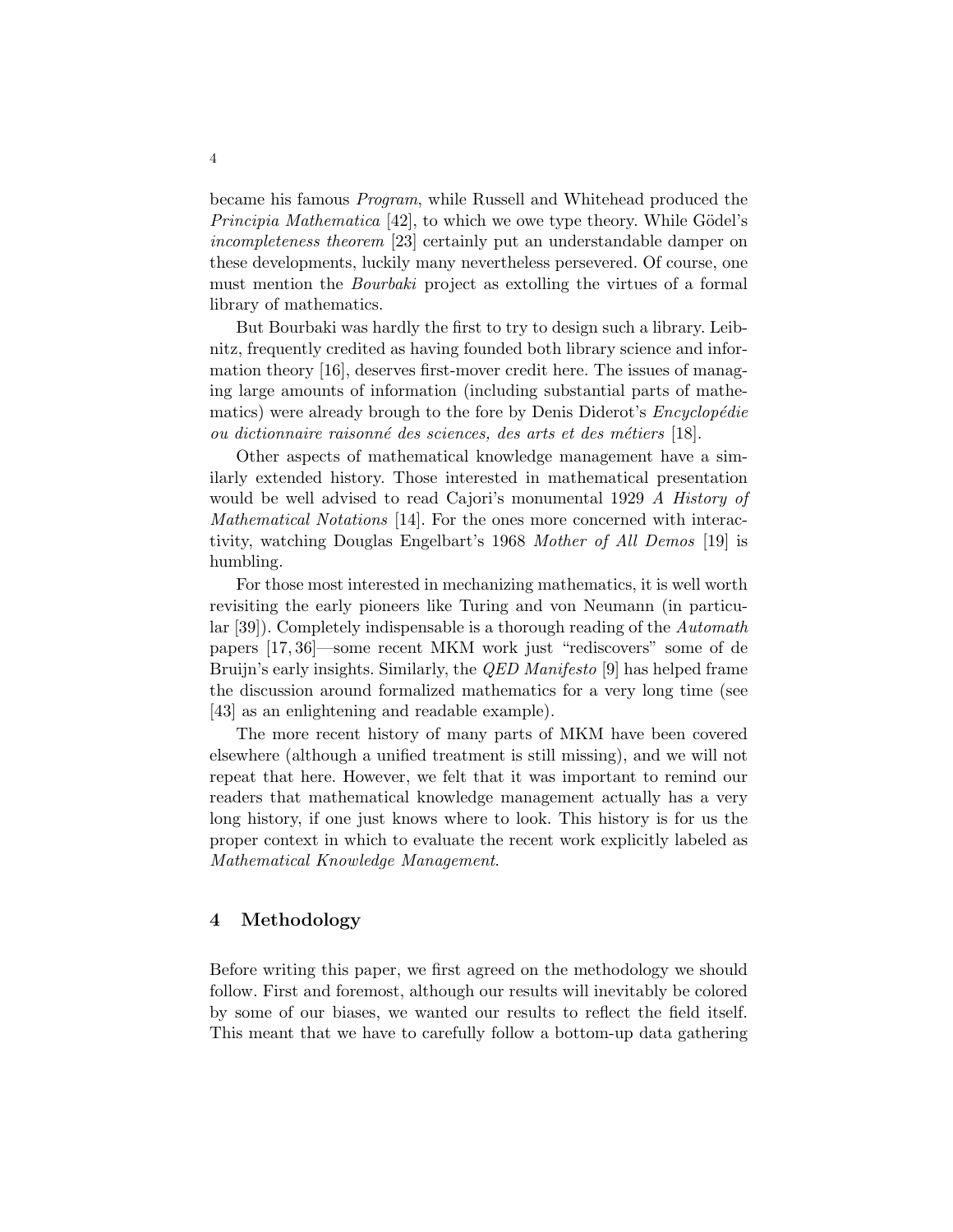became his famous *Program*, while Russell and Whitehead produced the *Principia Mathematica* [42], to which we owe type theory. While Gödel's *incompleteness theorem* [23] certainly put an understandable damper on these developments, luckily many nevertheless persevered. Of course, one must mention the *Bourbaki* project as extolling the virtues of a formal library of mathematics.

But Bourbaki was hardly the first to try to design such a library. Leibnitz, frequently credited as having founded both library science and information theory [16], deserves first-mover credit here. The issues of managing large amounts of information (including substantial parts of mathematics) were already brough to the fore by Denis Diderot's *Encyclopédie ou dictionnaire raisonné des sciences, des arts et des métiers* [18].

Other aspects of mathematical knowledge management have a similarly extended history. Those interested in mathematical presentation would be well advised to read Cajori's monumental 1929 *A History of Mathematical Notations* [14]. For the ones more concerned with interactivity, watching Douglas Engelbart's 1968 *Mother of All Demos* [19] is humbling.

For those most interested in mechanizing mathematics, it is well worth revisiting the early pioneers like Turing and von Neumann (in particular [39]). Completely indispensable is a thorough reading of the *Automath* papers [17, 36]—some recent MKM work just "rediscovers" some of de Bruijn's early insights. Similarly, the *QED Manifesto* [9] has helped frame the discussion around formalized mathematics for a very long time (see [43] as an enlightening and readable example).

The more recent history of many parts of MKM have been covered elsewhere (although a unified treatment is still missing), and we will not repeat that here. However, we felt that it was important to remind our readers that mathematical knowledge management actually has a very long history, if one just knows where to look. This history is for us the proper context in which to evaluate the recent work explicitly labeled as *Mathematical Knowledge Management*.

## 4 Methodology

Before writing this paper, we first agreed on the methodology we should follow. First and foremost, although our results will inevitably be colored by some of our biases, we wanted our results to reflect the field itself. This meant that we have to carefully follow a bottom-up data gathering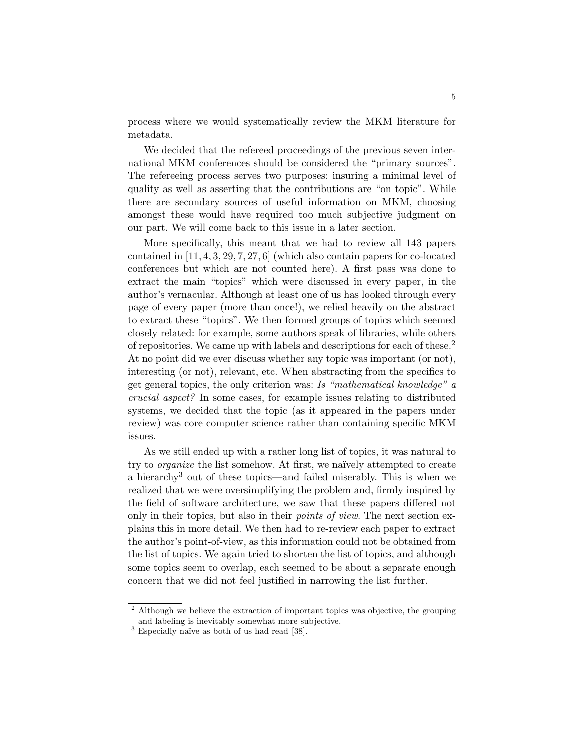process where we would systematically review the MKM literature for metadata.

We decided that the refereed proceedings of the previous seven international MKM conferences should be considered the "primary sources". The refereeing process serves two purposes: insuring a minimal level of quality as well as asserting that the contributions are "on topic". While there are secondary sources of useful information on MKM, choosing amongst these would have required too much subjective judgment on our part. We will come back to this issue in a later section.

More specifically, this meant that we had to review all 143 papers contained in [11, 4, 3, 29, 7, 27, 6] (which also contain papers for co-located conferences but which are not counted here). A first pass was done to extract the main "topics" which were discussed in every paper, in the author's vernacular. Although at least one of us has looked through every page of every paper (more than once!), we relied heavily on the abstract to extract these "topics". We then formed groups of topics which seemed closely related: for example, some authors speak of libraries, while others of repositories. We came up with labels and descriptions for each of these.[2] At no point did we ever discuss whether any topic was important (or not), interesting (or not), relevant, etc. When abstracting from the specifics to get general topics, the only criterion was: *Is "mathematical knowledge" a crucial aspect?* In some cases, for example issues relating to distributed systems, we decided that the topic (as it appeared in the papers under review) was core computer science rather than containing specific MKM issues.

As we still ended up with a rather long list of topics, it was natural to try to *organize* the list somehow. At first, we naïvely attempted to create a hierarchy[3] out of these topics—and failed miserably. This is when we realized that we were oversimplifying the problem and, firmly inspired by the field of software architecture, we saw that these papers differed not only in their topics, but also in their *points of view*. The next section explains this in more detail. We then had to re-review each paper to extract the author's point-of-view, as this information could not be obtained from the list of topics. We again tried to shorten the list of topics, and although some topics seem to overlap, each seemed to be about a separate enough concern that we did not feel justified in narrowing the list further.

---

[2] Although we believe the extraction of important topics was objective, the grouping and labeling is inevitably somewhat more subjective.

[3] Especially naïve as both of us had read [38].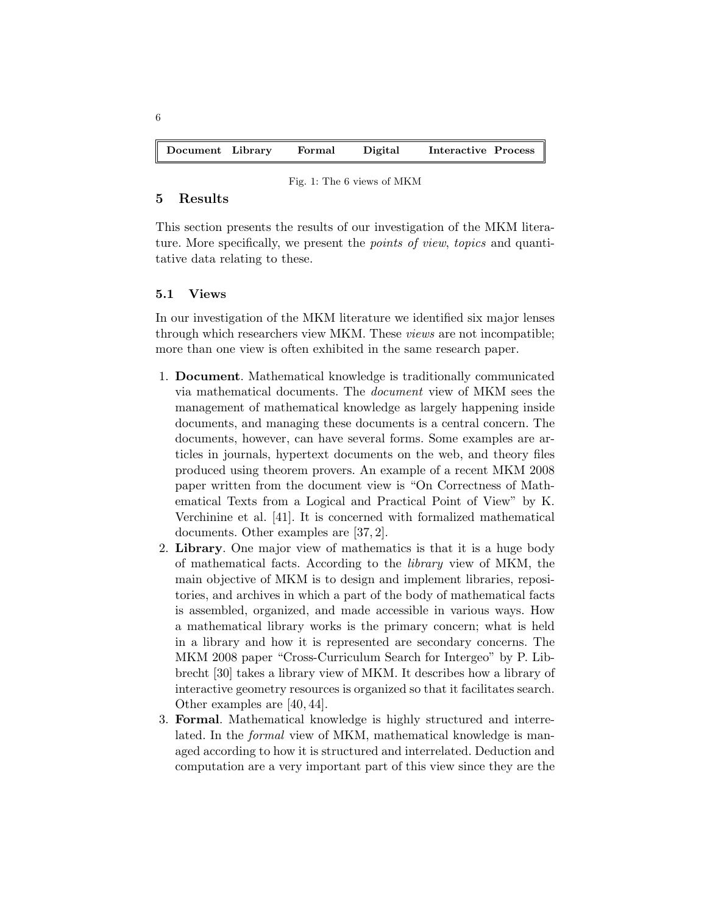| Document | Library | Formal | Digital | Interactive | Process |
|---|---|---|---|---|---|

Fig. 1: The 6 views of MKM

## 5 Results

This section presents the results of our investigation of the MKM literature. More specifically, we present the *points of view*, *topics* and quantitative data relating to these.

### 5.1 Views

In our investigation of the MKM literature we identified six major lenses through which researchers view MKM. These *views* are not incompatible; more than one view is often exhibited in the same research paper.

1. **Document**. Mathematical knowledge is traditionally communicated via mathematical documents. The *document* view of MKM sees the management of mathematical knowledge as largely happening inside documents, and managing these documents is a central concern. The documents, however, can have several forms. Some examples are articles in journals, hypertext documents on the web, and theory files produced using theorem provers. An example of a recent MKM 2008 paper written from the document view is "On Correctness of Mathematical Texts from a Logical and Practical Point of View" by K. Verchinine et al. [41]. It is concerned with formalized mathematical documents. Other examples are [37, 2].
2. **Library**. One major view of mathematics is that it is a huge body of mathematical facts. According to the *library* view of MKM, the main objective of MKM is to design and implement libraries, repositories, and archives in which a part of the body of mathematical facts is assembled, organized, and made accessible in various ways. How a mathematical library works is the primary concern; what is held in a library and how it is represented are secondary concerns. The MKM 2008 paper "Cross-Curriculum Search for Intergeo" by P. Libbrecht [30] takes a library view of MKM. It describes how a library of interactive geometry resources is organized so that it facilitates search. Other examples are [40, 44].
3. **Formal**. Mathematical knowledge is highly structured and interrelated. In the *formal* view of MKM, mathematical knowledge is managed according to how it is structured and interrelated. Deduction and computation are a very important part of this view since they are the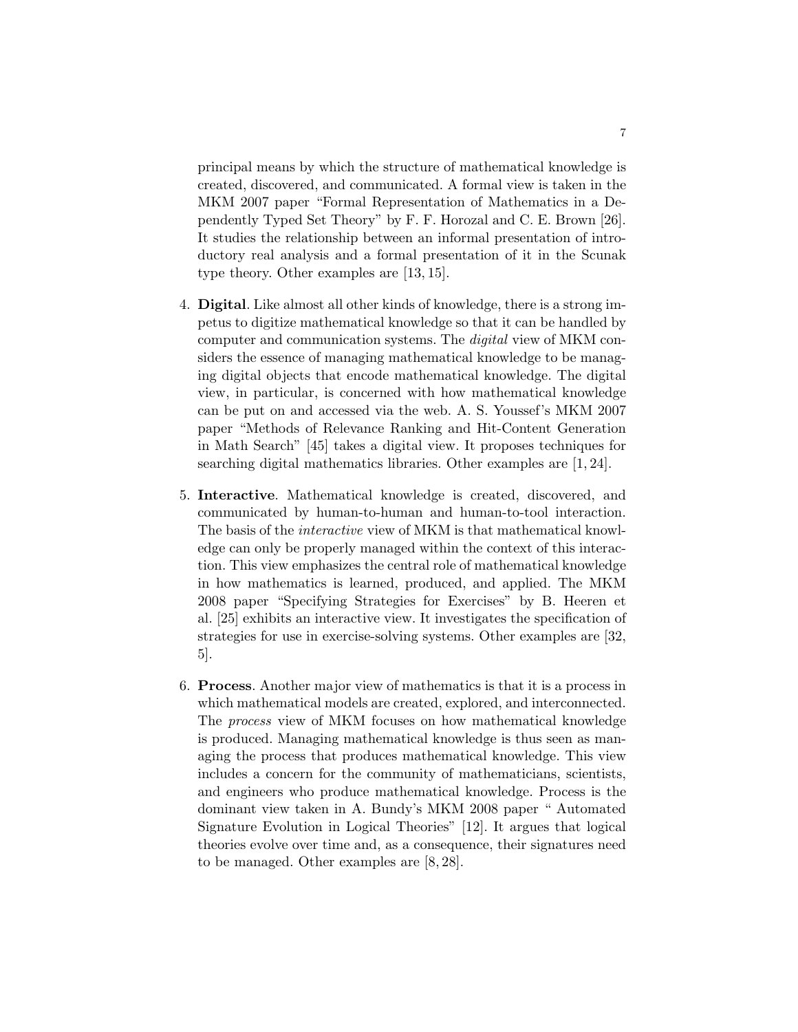principal means by which the structure of mathematical knowledge is created, discovered, and communicated. A formal view is taken in the MKM 2007 paper "Formal Representation of Mathematics in a Dependently Typed Set Theory" by F. F. Horozal and C. E. Brown [26]. It studies the relationship between an informal presentation of introductory real analysis and a formal presentation of it in the Scunak type theory. Other examples are [13, 15].

4. **Digital**. Like almost all other kinds of knowledge, there is a strong impetus to digitize mathematical knowledge so that it can be handled by computer and communication systems. The *digital* view of MKM considers the essence of managing mathematical knowledge to be managing digital objects that encode mathematical knowledge. The digital view, in particular, is concerned with how mathematical knowledge can be put on and accessed via the web. A. S. Youssef's MKM 2007 paper "Methods of Relevance Ranking and Hit-Content Generation in Math Search" [45] takes a digital view. It proposes techniques for searching digital mathematics libraries. Other examples are [1, 24].

5. **Interactive**. Mathematical knowledge is created, discovered, and communicated by human-to-human and human-to-tool interaction. The basis of the *interactive* view of MKM is that mathematical knowledge can only be properly managed within the context of this interaction. This view emphasizes the central role of mathematical knowledge in how mathematics is learned, produced, and applied. The MKM 2008 paper "Specifying Strategies for Exercises" by B. Heeren et al. [25] exhibits an interactive view. It investigates the specification of strategies for use in exercise-solving systems. Other examples are [32, 5].

6. **Process**. Another major view of mathematics is that it is a process in which mathematical models are created, explored, and interconnected. The *process* view of MKM focuses on how mathematical knowledge is produced. Managing mathematical knowledge is thus seen as managing the process that produces mathematical knowledge. This view includes a concern for the community of mathematicians, scientists, and engineers who produce mathematical knowledge. Process is the dominant view taken in A. Bundy's MKM 2008 paper " Automated Signature Evolution in Logical Theories" [12]. It argues that logical theories evolve over time and, as a consequence, their signatures need to be managed. Other examples are [8, 28].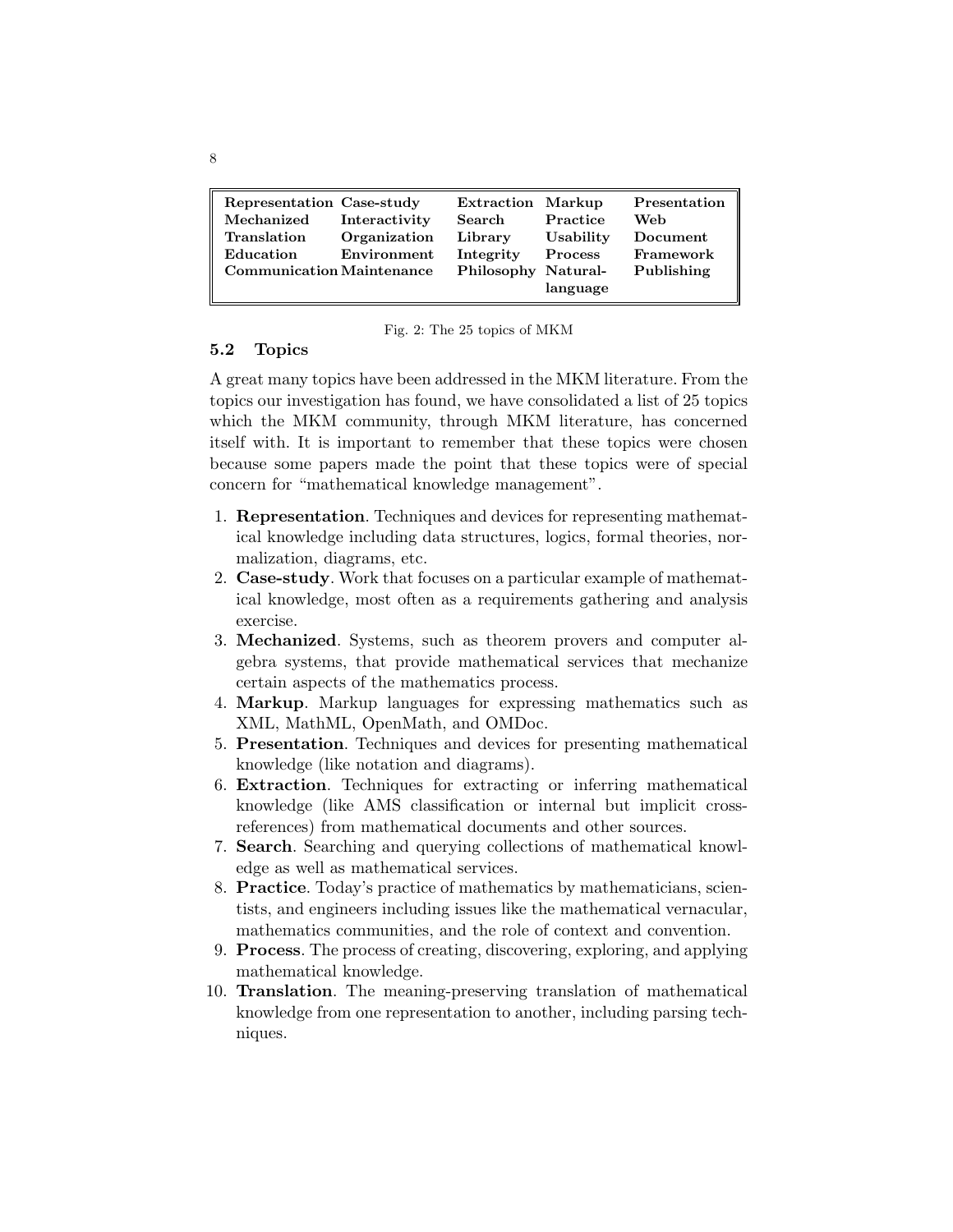| Representation | Case-study | Extraction | Markup | Presentation |
|---|---|---|---|---|
| Mechanized | Interactivity | Search | Practice | Web |
| Translation | Organization | Library | Usability | Document |
| Education | Environment | Integrity | Process | Framework |
| Communication | Maintenance | Philosophy | Natural-language | Publishing |

Fig. 2: The 25 topics of MKM

### 5.2 Topics

A great many topics have been addressed in the MKM literature. From the topics our investigation has found, we have consolidated a list of 25 topics which the MKM community, through MKM literature, has concerned itself with. It is important to remember that these topics were chosen because some papers made the point that these topics were of special concern for "mathematical knowledge management".

1. **Representation**. Techniques and devices for representing mathematical knowledge including data structures, logics, formal theories, normalization, diagrams, etc.
2. **Case-study**. Work that focuses on a particular example of mathematical knowledge, most often as a requirements gathering and analysis exercise.
3. **Mechanized**. Systems, such as theorem provers and computer algebra systems, that provide mathematical services that mechanize certain aspects of the mathematics process.
4. **Markup**. Markup languages for expressing mathematics such as XML, MathML, OpenMath, and OMDoc.
5. **Presentation**. Techniques and devices for presenting mathematical knowledge (like notation and diagrams).
6. **Extraction**. Techniques for extracting or inferring mathematical knowledge (like AMS classification or internal but implicit cross-references) from mathematical documents and other sources.
7. **Search**. Searching and querying collections of mathematical knowledge as well as mathematical services.
8. **Practice**. Today's practice of mathematics by mathematicians, scientists, and engineers including issues like the mathematical vernacular, mathematics communities, and the role of context and convention.
9. **Process**. The process of creating, discovering, exploring, and applying mathematical knowledge.
10. **Translation**. The meaning-preserving translation of mathematical knowledge from one representation to another, including parsing techniques.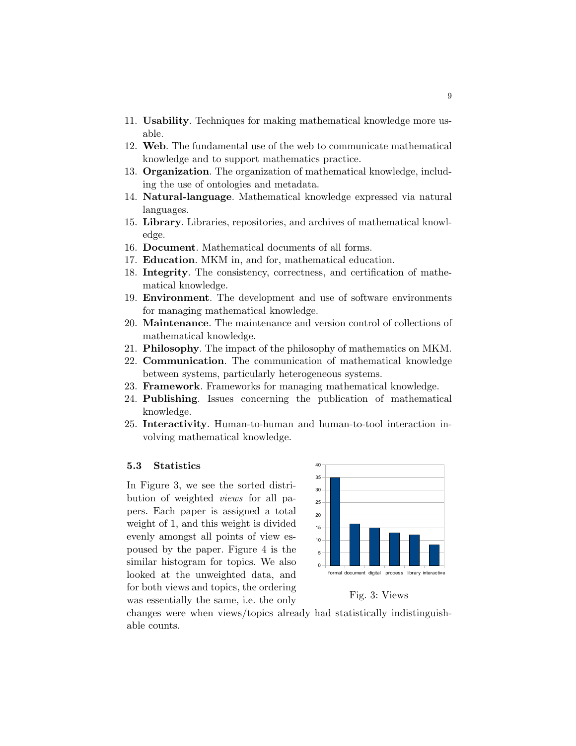11. **Usability**. Techniques for making mathematical knowledge more usable.
12. **Web**. The fundamental use of the web to communicate mathematical knowledge and to support mathematics practice.
13. **Organization**. The organization of mathematical knowledge, including the use of ontologies and metadata.
14. **Natural-language**. Mathematical knowledge expressed via natural languages.
15. **Library**. Libraries, repositories, and archives of mathematical knowledge.
16. **Document**. Mathematical documents of all forms.
17. **Education**. MKM in, and for, mathematical education.
18. **Integrity**. The consistency, correctness, and certification of mathematical knowledge.
19. **Environment**. The development and use of software environments for managing mathematical knowledge.
20. **Maintenance**. The maintenance and version control of collections of mathematical knowledge.
21. **Philosophy**. The impact of the philosophy of mathematics on MKM.
22. **Communication**. The communication of mathematical knowledge between systems, particularly heterogeneous systems.
23. **Framework**. Frameworks for managing mathematical knowledge.
24. **Publishing**. Issues concerning the publication of mathematical knowledge.
25. **Interactivity**. Human-to-human and human-to-tool interaction involving mathematical knowledge.

### 5.3 Statistics

In Figure 3, we see the sorted distribution of weighted *views* for all papers. Each paper is assigned a total weight of 1, and this weight is divided evenly amongst all points of view espoused by the paper. Figure 4 is the similar histogram for topics. We also looked at the unweighted data, and for both views and topics, the ordering was essentially the same, i.e. the only changes were when views/topics already had statistically indistinguishable counts.

Fig. 3: Views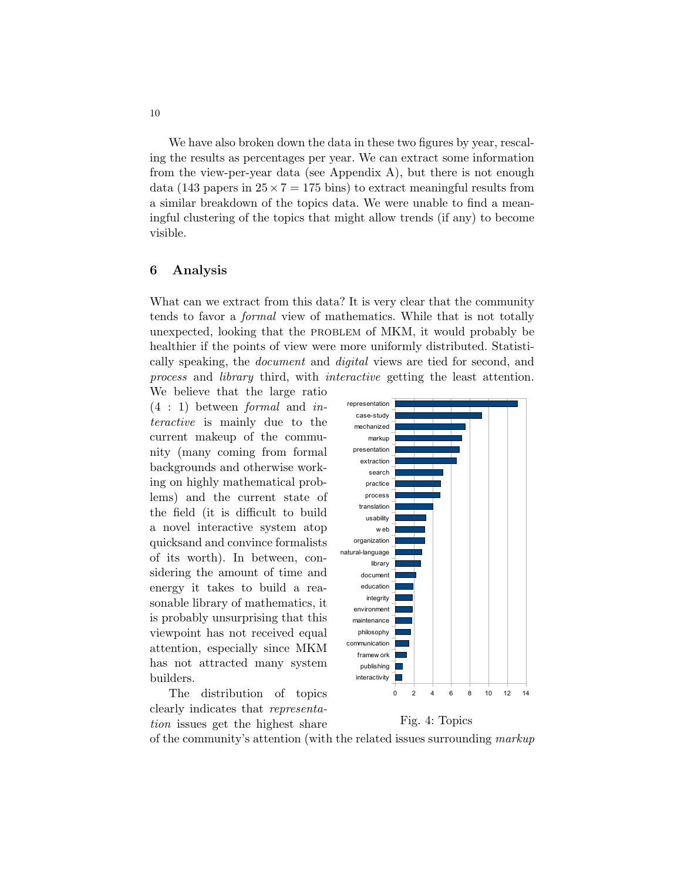We have also broken down the data in these two figures by year, rescaling the results as percentages per year. We can extract some information from the view-per-year data (see Appendix A), but there is not enough data (143 papers in $25 \times 7 = 175$ bins) to extract meaningful results from a similar breakdown of the topics data. We were unable to find a meaningful clustering of the topics that might allow trends (if any) to become visible.

## 6 Analysis

What can we extract from this data? It is very clear that the community tends to favor a *formal* view of mathematics. While that is not totally unexpected, looking that the PROBLEM of MKM, it would probably be healthier if the points of view were more uniformly distributed. Statistically speaking, the *document* and *digital* views are tied for second, and *process* and *library* third, with *interactive* getting the least attention. We believe that the large ratio $(4 : 1)$ between *formal* and *interactive* is mainly due to the current makeup of the community (many coming from formal backgrounds and otherwise working on highly mathematical problems) and the current state of the field (it is difficult to build a novel interactive system atop quicksand and convince formalists of its worth). In between, considering the amount of time and energy it takes to build a reasonable library of mathematics, it is probably unsurprising that this viewpoint has not received equal attention, especially since MKM has not attracted many system builders.

Fig. 4: Topics

The distribution of topics clearly indicates that *representation* issues get the highest share of the community's attention (with the related issues surrounding *markup*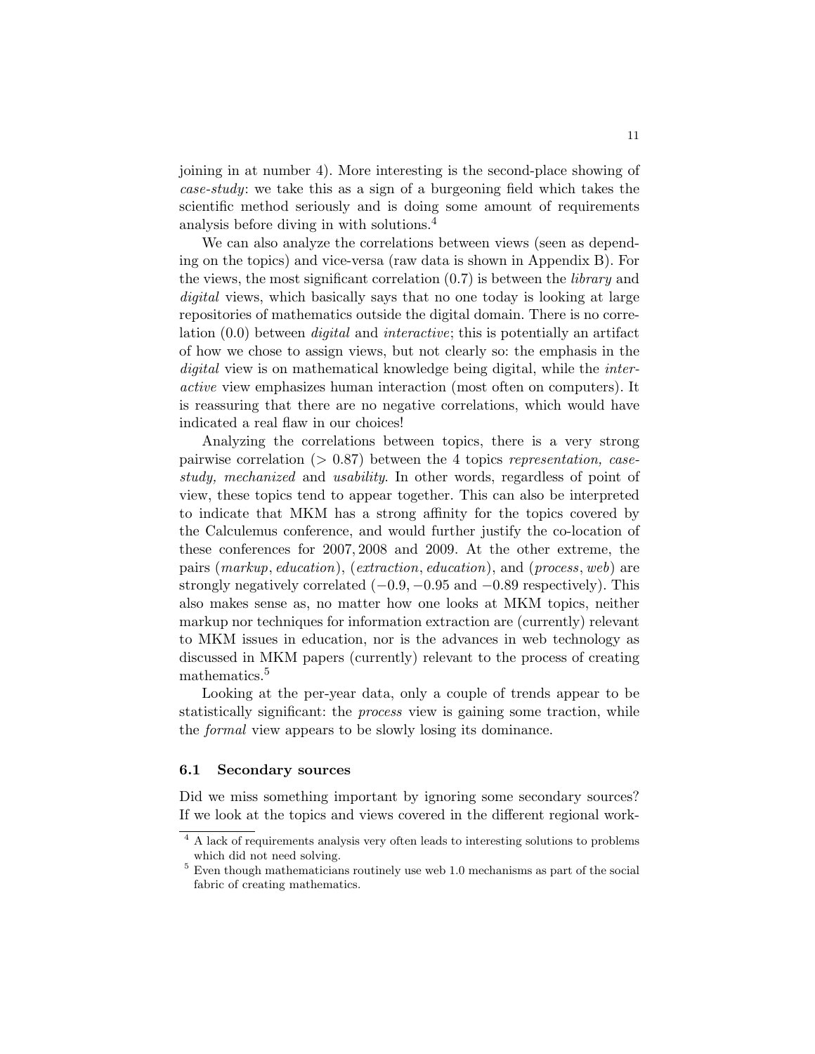joining in at number 4). More interesting is the second-place showing of *case-study*: we take this as a sign of a burgeoning field which takes the scientific method seriously and is doing some amount of requirements analysis before diving in with solutions.[4]

We can also analyze the correlations between views (seen as depending on the topics) and vice-versa (raw data is shown in Appendix B). For the views, the most significant correlation (0.7) is between the *library* and *digital* views, which basically says that no one today is looking at large repositories of mathematics outside the digital domain. There is no correlation (0.0) between *digital* and *interactive*; this is potentially an artifact of how we chose to assign views, but not clearly so: the emphasis in the *digital* view is on mathematical knowledge being digital, while the *interactive* view emphasizes human interaction (most often on computers). It is reassuring that there are no negative correlations, which would have indicated a real flaw in our choices!

Analyzing the correlations between topics, there is a very strong pairwise correlation ($> 0.87$) between the 4 topics *representation, case-study, mechanized* and *usability*. In other words, regardless of point of view, these topics tend to appear together. This can also be interpreted to indicate that MKM has a strong affinity for the topics covered by the Calculemus conference, and would further justify the co-location of these conferences for 2007, 2008 and 2009. At the other extreme, the pairs (*markup*, *education*), (*extraction*, *education*), and (*process*, *web*) are strongly negatively correlated ($-0.9$, $-0.95$ and $-0.89$ respectively). This also makes sense as, no matter how one looks at MKM topics, neither markup nor techniques for information extraction are (currently) relevant to MKM issues in education, nor is the advances in web technology as discussed in MKM papers (currently) relevant to the process of creating mathematics.[5]

Looking at the per-year data, only a couple of trends appear to be statistically significant: the *process* view is gaining some traction, while the *formal* view appears to be slowly losing its dominance.

### 6.1 Secondary sources

Did we miss something important by ignoring some secondary sources? If we look at the topics and views covered in the different regional work-

---

[4] A lack of requirements analysis very often leads to interesting solutions to problems which did not need solving.

[5] Even though mathematicians routinely use web 1.0 mechanisms as part of the social fabric of creating mathematics.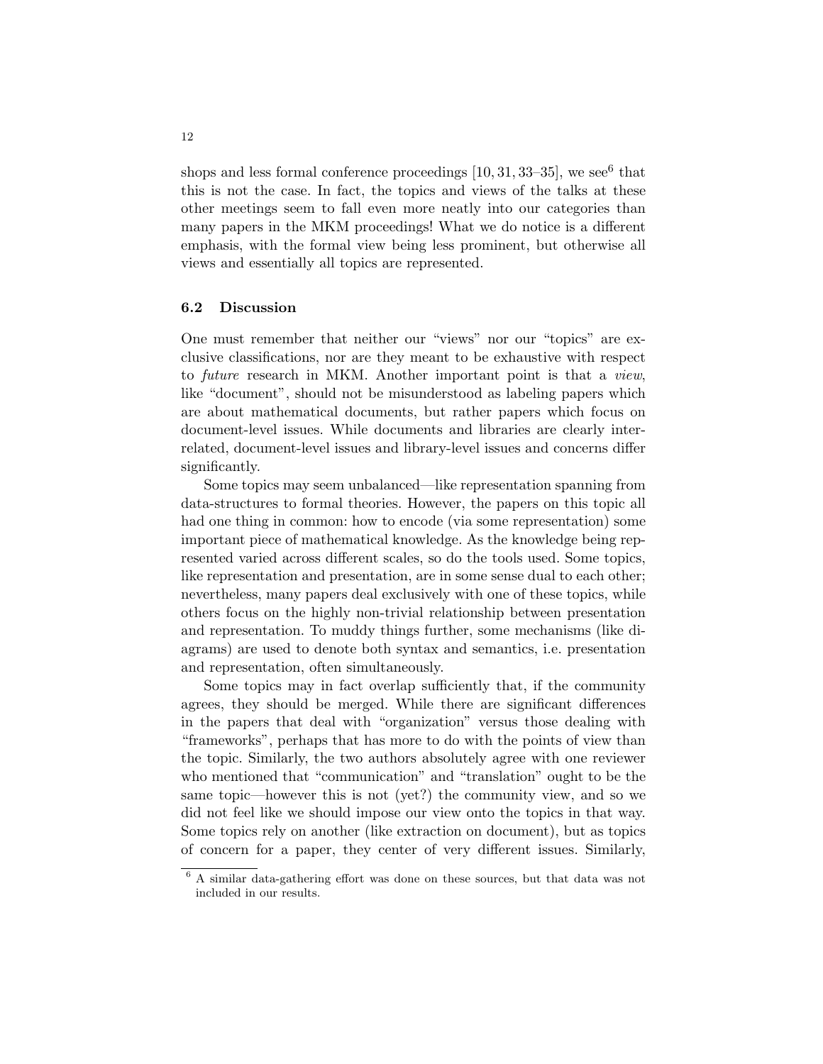shops and less formal conference proceedings [10, 31, 33–35], we see[6] that this is not the case. In fact, the topics and views of the talks at these other meetings seem to fall even more neatly into our categories than many papers in the MKM proceedings! What we do notice is a different emphasis, with the formal view being less prominent, but otherwise all views and essentially all topics are represented.

### 6.2 Discussion

One must remember that neither our "views" nor our "topics" are exclusive classifications, nor are they meant to be exhaustive with respect to *future* research in MKM. Another important point is that a *view*, like "document", should not be misunderstood as labeling papers which are about mathematical documents, but rather papers which focus on document-level issues. While documents and libraries are clearly interrelated, document-level issues and library-level issues and concerns differ significantly.

Some topics may seem unbalanced—like representation spanning from data-structures to formal theories. However, the papers on this topic all had one thing in common: how to encode (via some representation) some important piece of mathematical knowledge. As the knowledge being represented varied across different scales, so do the tools used. Some topics, like representation and presentation, are in some sense dual to each other; nevertheless, many papers deal exclusively with one of these topics, while others focus on the highly non-trivial relationship between presentation and representation. To muddy things further, some mechanisms (like diagrams) are used to denote both syntax and semantics, i.e. presentation and representation, often simultaneously.

Some topics may in fact overlap sufficiently that, if the community agrees, they should be merged. While there are significant differences in the papers that deal with "organization" versus those dealing with "frameworks", perhaps that has more to do with the points of view than the topic. Similarly, the two authors absolutely agree with one reviewer who mentioned that "communication" and "translation" ought to be the same topic—however this is not (yet?) the community view, and so we did not feel like we should impose our view onto the topics in that way. Some topics rely on another (like extraction on document), but as topics of concern for a paper, they center of very different issues. Similarly,

[6] A similar data-gathering effort was done on these sources, but that data was not included in our results.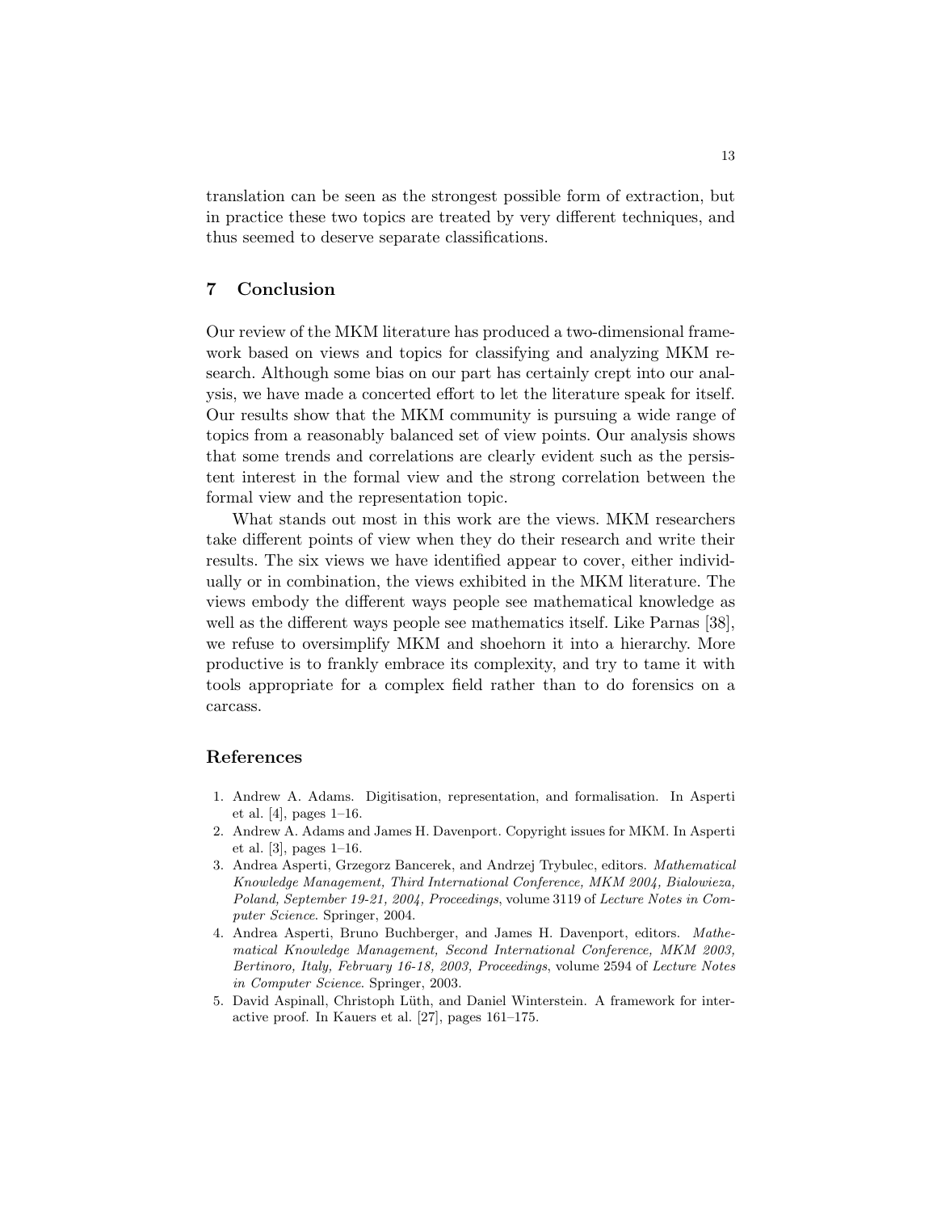translation can be seen as the strongest possible form of extraction, but in practice these two topics are treated by very different techniques, and thus seemed to deserve separate classifications.

## 7 Conclusion

Our review of the MKM literature has produced a two-dimensional framework based on views and topics for classifying and analyzing MKM research. Although some bias on our part has certainly crept into our analysis, we have made a concerted effort to let the literature speak for itself. Our results show that the MKM community is pursuing a wide range of topics from a reasonably balanced set of view points. Our analysis shows that some trends and correlations are clearly evident such as the persistent interest in the formal view and the strong correlation between the formal view and the representation topic.

What stands out most in this work are the views. MKM researchers take different points of view when they do their research and write their results. The six views we have identified appear to cover, either individually or in combination, the views exhibited in the MKM literature. The views embody the different ways people see mathematical knowledge as well as the different ways people see mathematics itself. Like Parnas [38], we refuse to oversimplify MKM and shoehorn it into a hierarchy. More productive is to frankly embrace its complexity, and try to tame it with tools appropriate for a complex field rather than to do forensics on a carcass.

## References

1. Andrew A. Adams. Digitisation, representation, and formalisation. In Asperti et al. [4], pages 1–16.
2. Andrew A. Adams and James H. Davenport. Copyright issues for MKM. In Asperti et al. [3], pages 1–16.
3. Andrea Asperti, Grzegorz Bancerek, and Andrzej Trybulec, editors. *Mathematical Knowledge Management, Third International Conference, MKM 2004, Bialowieza, Poland, September 19-21, 2004, Proceedings*, volume 3119 of *Lecture Notes in Computer Science*. Springer, 2004.
4. Andrea Asperti, Bruno Buchberger, and James H. Davenport, editors. *Mathematical Knowledge Management, Second International Conference, MKM 2003, Bertinoro, Italy, February 16-18, 2003, Proceedings*, volume 2594 of *Lecture Notes in Computer Science*. Springer, 2003.
5. David Aspinall, Christoph Lüth, and Daniel Winterstein. A framework for interactive proof. In Kauers et al. [27], pages 161–175.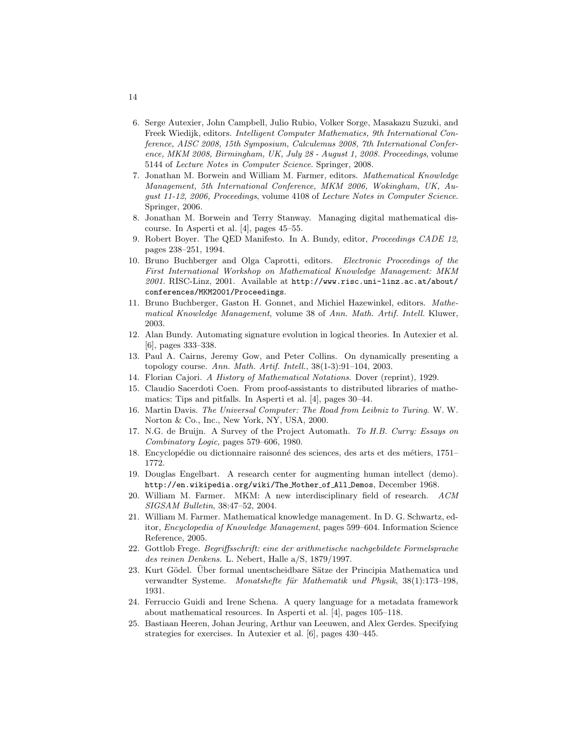6. Serge Autexier, John Campbell, Julio Rubio, Volker Sorge, Masakazu Suzuki, and Freek Wiedijk, editors. *Intelligent Computer Mathematics, 9th International Conference, AISC 2008, 15th Symposium, Calculemus 2008, 7th International Conference, MKM 2008, Birmingham, UK, July 28 - August 1, 2008. Proceedings*, volume 5144 of *Lecture Notes in Computer Science*. Springer, 2008.
7. Jonathan M. Borwein and William M. Farmer, editors. *Mathematical Knowledge Management, 5th International Conference, MKM 2006, Wokingham, UK, August 11-12, 2006, Proceedings*, volume 4108 of *Lecture Notes in Computer Science*. Springer, 2006.
8. Jonathan M. Borwein and Terry Stanway. Managing digital mathematical discourse. In Asperti et al. [4], pages 45–55.
9. Robert Boyer. The QED Manifesto. In A. Bundy, editor, *Proceedings CADE 12*, pages 238–251, 1994.
10. Bruno Buchberger and Olga Caprotti, editors. *Electronic Proceedings of the First International Workshop on Mathematical Knowledge Management: MKM 2001*. RISC-Linz, 2001. Available at `http://www.risc.uni-linz.ac.at/about/conferences/MKM2001/Proceedings`.
11. Bruno Buchberger, Gaston H. Gonnet, and Michiel Hazewinkel, editors. *Mathematical Knowledge Management*, volume 38 of *Ann. Math. Artif. Intell.* Kluwer, 2003.
12. Alan Bundy. Automating signature evolution in logical theories. In Autexier et al. [6], pages 333–338.
13. Paul A. Cairns, Jeremy Gow, and Peter Collins. On dynamically presenting a topology course. *Ann. Math. Artif. Intell.*, 38(1-3):91–104, 2003.
14. Florian Cajori. *A History of Mathematical Notations*. Dover (reprint), 1929.
15. Claudio Sacerdoti Coen. From proof-assistants to distributed libraries of mathematics: Tips and pitfalls. In Asperti et al. [4], pages 30–44.
16. Martin Davis. *The Universal Computer: The Road from Leibniz to Turing*. W. W. Norton & Co., Inc., New York, NY, USA, 2000.
17. N.G. de Bruijn. A Survey of the Project Automath. *To H.B. Curry: Essays on Combinatory Logic*, pages 579–606, 1980.
18. Encyclopédie ou dictionnaire raisonné des sciences, des arts et des métiers, 1751–1772.
19. Douglas Engelbart. A research center for augmenting human intellect (demo). `http://en.wikipedia.org/wiki/The_Mother_of_All_Demos`, December 1968.
20. William M. Farmer. MKM: A new interdisciplinary field of research. *ACM SIGSAM Bulletin*, 38:47–52, 2004.
21. William M. Farmer. Mathematical knowledge management. In D. G. Schwartz, editor, *Encyclopedia of Knowledge Management*, pages 599–604. Information Science Reference, 2005.
22. Gottlob Frege. *Begriffsschrift: eine der arithmetische nachgebildete Formelsprache des reinen Denkens*. L. Nebert, Halle a/S, 1879/1997.
23. Kurt Gödel. Über formal unentscheidbare Sätze der Principia Mathematica und verwandter Systeme. *Monatshefte für Mathematik und Physik*, 38(1):173–198, 1931.
24. Ferruccio Guidi and Irene Schena. A query language for a metadata framework about mathematical resources. In Asperti et al. [4], pages 105–118.
25. Bastiaan Heeren, Johan Jeuring, Arthur van Leeuwen, and Alex Gerdes. Specifying strategies for exercises. In Autexier et al. [6], pages 430–445.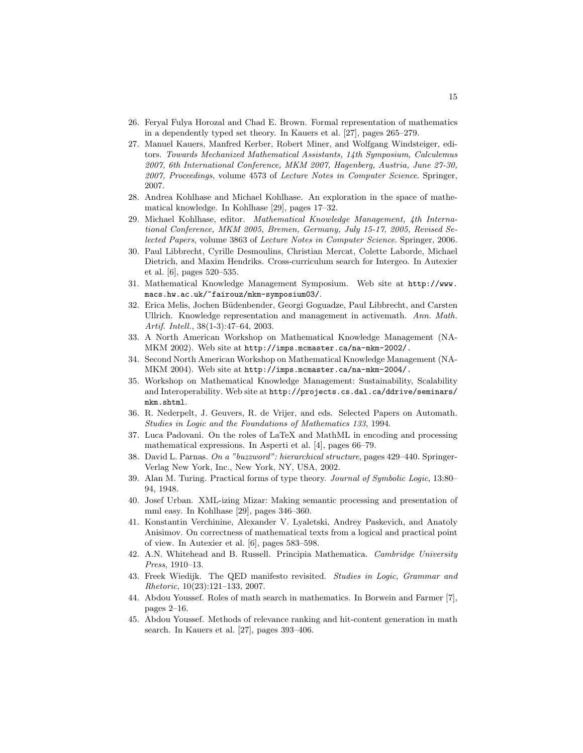26. Feryal Fulya Horozal and Chad E. Brown. Formal representation of mathematics in a dependently typed set theory. In Kauers et al. [27], pages 265–279.
27. Manuel Kauers, Manfred Kerber, Robert Miner, and Wolfgang Windsteiger, editors. *Towards Mechanized Mathematical Assistants, 14th Symposium, Calculemus 2007, 6th International Conference, MKM 2007, Hagenberg, Austria, June 27-30, 2007, Proceedings*, volume 4573 of *Lecture Notes in Computer Science*. Springer, 2007.
28. Andrea Kohlhase and Michael Kohlhase. An exploration in the space of mathematical knowledge. In Kohlhase [29], pages 17–32.
29. Michael Kohlhase, editor. *Mathematical Knowledge Management, 4th International Conference, MKM 2005, Bremen, Germany, July 15-17, 2005, Revised Selected Papers*, volume 3863 of *Lecture Notes in Computer Science*. Springer, 2006.
30. Paul Libbrecht, Cyrille Desmoulins, Christian Mercat, Colette Laborde, Michael Dietrich, and Maxim Hendriks. Cross-curriculum search for Intergeo. In Autexier et al. [6], pages 520–535.
31. Mathematical Knowledge Management Symposium. Web site at `http://www.macs.hw.ac.uk/~fairouz/mkm-symposium03/`.
32. Erica Melis, Jochen Büdenbender, Georgi Goguadze, Paul Libbrecht, and Carsten Ullrich. Knowledge representation and management in activemath. *Ann. Math. Artif. Intell.*, 38(1-3):47–64, 2003.
33. A North American Workshop on Mathematical Knowledge Management (NA-MKM 2002). Web site at `http://imps.mcmaster.ca/na-mkm-2002/`.
34. Second North American Workshop on Mathematical Knowledge Management (NA-MKM 2004). Web site at `http://imps.mcmaster.ca/na-mkm-2004/`.
35. Workshop on Mathematical Knowledge Management: Sustainability, Scalability and Interoperability. Web site at `http://projects.cs.dal.ca/ddrive/seminars/mkm.shtml`.
36. R. Nederpelt, J. Geuvers, R. de Vrijer, and eds. Selected Papers on Automath. *Studies in Logic and the Foundations of Mathematics 133*, 1994.
37. Luca Padovani. On the roles of LaTeX and MathML in encoding and processing mathematical expressions. In Asperti et al. [4], pages 66–79.
38. David L. Parnas. *On a "buzzword": hierarchical structure*, pages 429–440. Springer-Verlag New York, Inc., New York, NY, USA, 2002.
39. Alan M. Turing. Practical forms of type theory. *Journal of Symbolic Logic*, 13:80–94, 1948.
40. Josef Urban. XML-izing Mizar: Making semantic processing and presentation of mml easy. In Kohlhase [29], pages 346–360.
41. Konstantin Verchinine, Alexander V. Lyaletski, Andrey Paskevich, and Anatoly Anisimov. On correctness of mathematical texts from a logical and practical point of view. In Autexier et al. [6], pages 583–598.
42. A.N. Whitehead and B. Russell. Principia Mathematica. *Cambridge University Press*, 1910–13.
43. Freek Wiedijk. The QED manifesto revisited. *Studies in Logic, Grammar and Rhetoric*, 10(23):121–133, 2007.
44. Abdou Youssef. Roles of math search in mathematics. In Borwein and Farmer [7], pages 2–16.
45. Abdou Youssef. Methods of relevance ranking and hit-content generation in math search. In Kauers et al. [27], pages 393–406.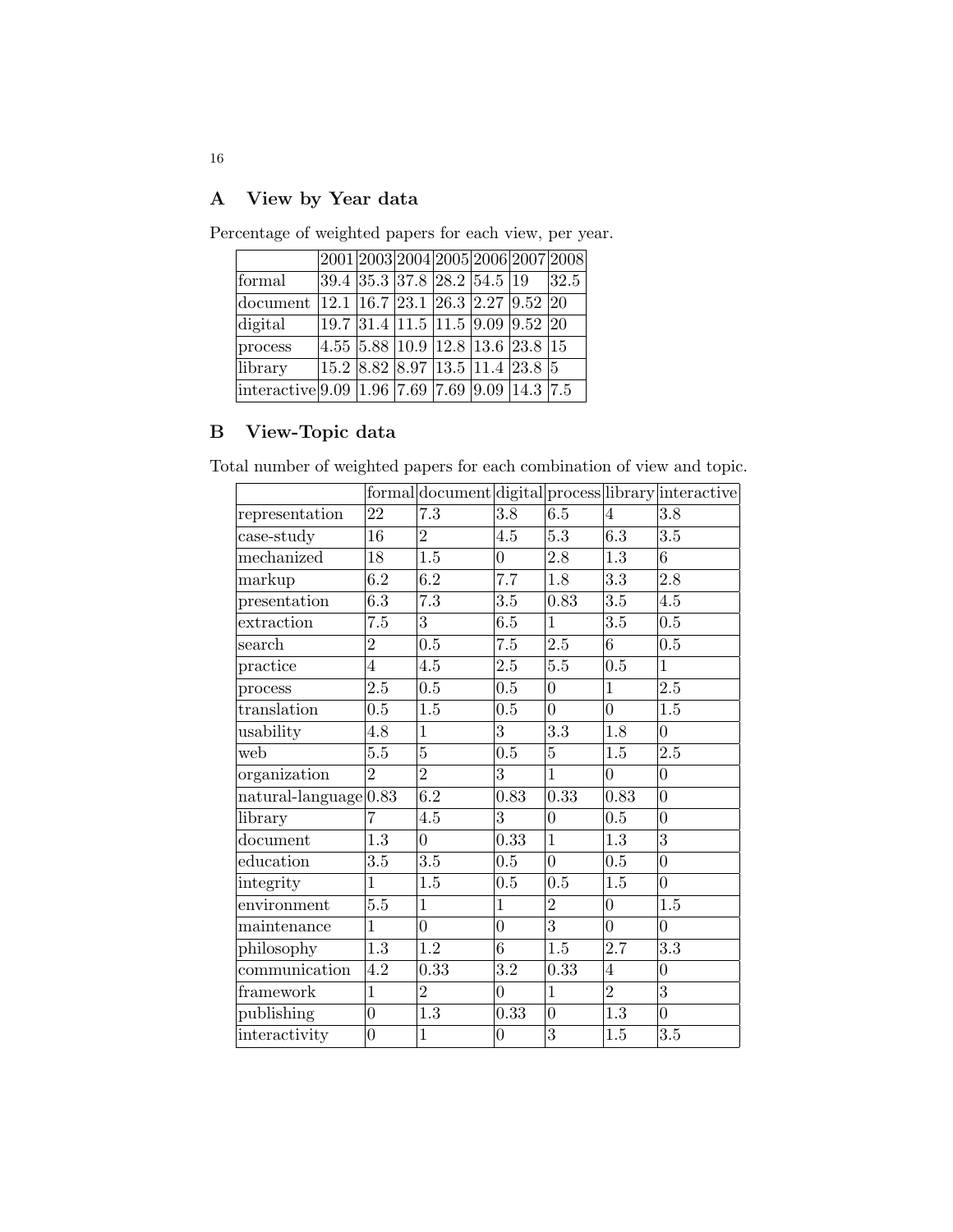## A View by Year data

Percentage of weighted papers for each view, per year.

| | 2001 | 2003 | 2004 | 2005 | 2006 | 2007 | 2008 |
|---|---|---|---|---|---|---|---|
| formal | 39.4 | 35.3 | 37.8 | 28.2 | 54.5 | 19 | 32.5 |
| document | 12.1 | 16.7 | 23.1 | 26.3 | 2.27 | 9.52 | 20 |
| digital | 19.7 | 31.4 | 11.5 | 11.5 | 9.09 | 9.52 | 20 |
| process | 4.55 | 5.88 | 10.9 | 12.8 | 13.6 | 23.8 | 15 |
| library | 15.2 | 8.82 | 8.97 | 13.5 | 11.4 | 23.8 | 5 |
| interactive | 9.09 | 1.96 | 7.69 | 7.69 | 9.09 | 14.3 | 7.5 |

## B View-Topic data

Total number of weighted papers for each combination of view and topic.

| | formal | document | digital | process | library | interactive |
|---|---|---|---|---|---|---|
| representation | 22 | 7.3 | 3.8 | 6.5 | 4 | 3.8 |
| case-study | 16 | 2 | 4.5 | 5.3 | 6.3 | 3.5 |
| mechanized | 18 | 1.5 | 0 | 2.8 | 1.3 | 6 |
| markup | 6.2 | 6.2 | 7.7 | 1.8 | 3.3 | 2.8 |
| presentation | 6.3 | 7.3 | 3.5 | 0.83 | 3.5 | 4.5 |
| extraction | 7.5 | 3 | 6.5 | 1 | 3.5 | 0.5 |
| search | 2 | 0.5 | 7.5 | 2.5 | 6 | 0.5 |
| practice | 4 | 4.5 | 2.5 | 5.5 | 0.5 | 1 |
| process | 2.5 | 0.5 | 0.5 | 0 | 1 | 2.5 |
| translation | 0.5 | 1.5 | 0.5 | 0 | 0 | 1.5 |
| usability | 4.8 | 1 | 3 | 3.3 | 1.8 | 0 |
| web | 5.5 | 5 | 0.5 | 5 | 1.5 | 2.5 |
| organization | 2 | 2 | 3 | 1 | 0 | 0 |
| natural-language | 0.83 | 6.2 | 0.83 | 0.33 | 0.83 | 0 |
| library | 7 | 4.5 | 3 | 0 | 0.5 | 0 |
| document | 1.3 | 0 | 0.33 | 1 | 1.3 | 3 |
| education | 3.5 | 3.5 | 0.5 | 0 | 0.5 | 0 |
| integrity | 1 | 1.5 | 0.5 | 0.5 | 1.5 | 0 |
| environment | 5.5 | 1 | 1 | 2 | 0 | 1.5 |
| maintenance | 1 | 0 | 0 | 3 | 0 | 0 |
| philosophy | 1.3 | 1.2 | 6 | 1.5 | 2.7 | 3.3 |
| communication | 4.2 | 0.33 | 3.2 | 0.33 | 4 | 0 |
| framework | 1 | 2 | 0 | 1 | 2 | 3 |
| publishing | 0 | 1.3 | 0.33 | 0 | 1.3 | 0 |
| interactivity | 0 | 1 | 0 | 3 | 1.5 | 3.5 |